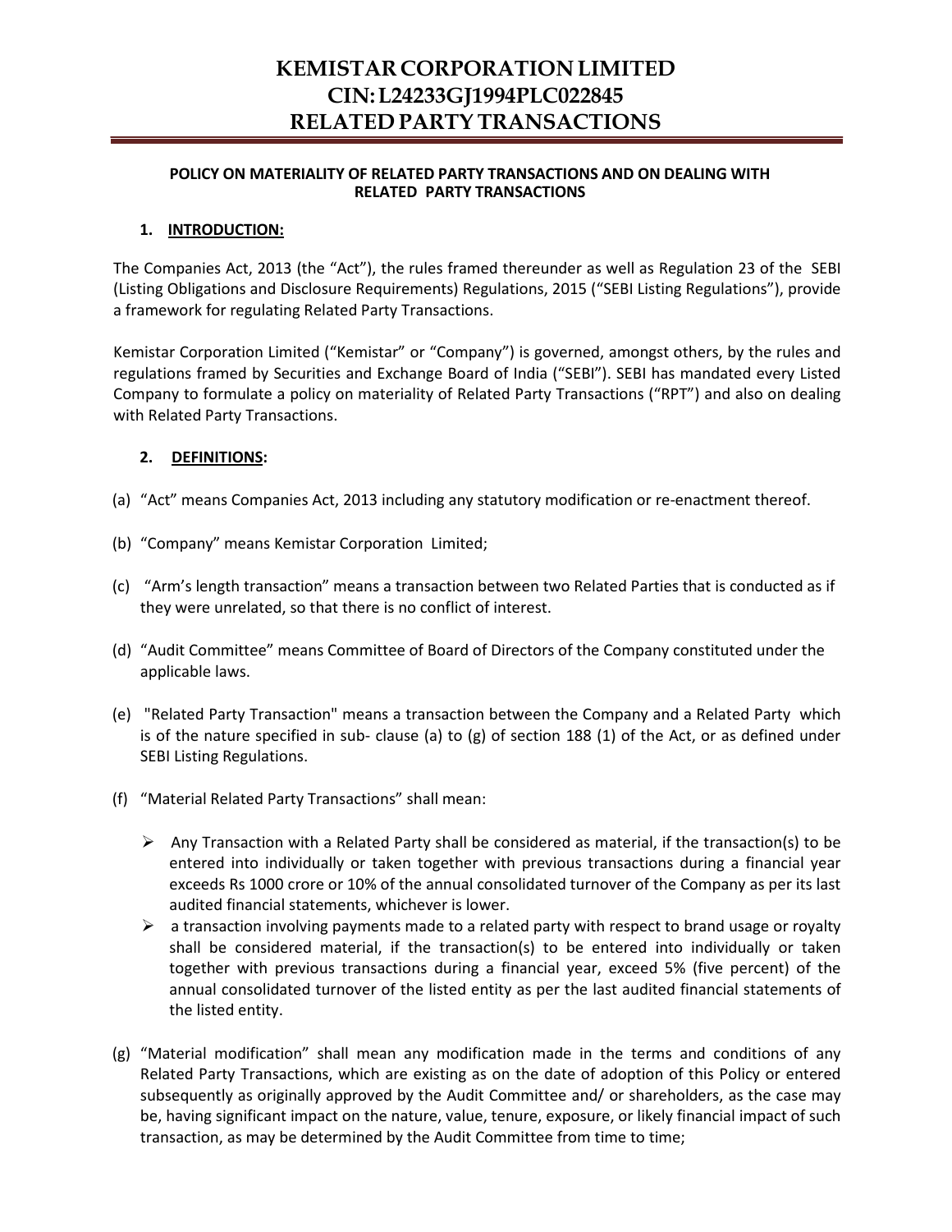# KEMISTAR CORPORATION LIMITED
# CIN: L24233GJ1994PLC022845
# RELATED PARTY TRANSACTIONS

**POLICY ON MATERIALITY OF RELATED PARTY TRANSACTIONS AND ON DEALING WITH RELATED PARTY TRANSACTIONS**

## 1. INTRODUCTION:

The Companies Act, 2013 (the "Act"), the rules framed thereunder as well as Regulation 23 of the SEBI (Listing Obligations and Disclosure Requirements) Regulations, 2015 ("SEBI Listing Regulations"), provide a framework for regulating Related Party Transactions.

Kemistar Corporation Limited ("Kemistar" or "Company") is governed, amongst others, by the rules and regulations framed by Securities and Exchange Board of India ("SEBI"). SEBI has mandated every Listed Company to formulate a policy on materiality of Related Party Transactions ("RPT") and also on dealing with Related Party Transactions.

## 2. DEFINITIONS:

(a) "Act" means Companies Act, 2013 including any statutory modification or re-enactment thereof.

(b) "Company" means Kemistar Corporation Limited;

(c) "Arm's length transaction" means a transaction between two Related Parties that is conducted as if they were unrelated, so that there is no conflict of interest.

(d) "Audit Committee" means Committee of Board of Directors of the Company constituted under the applicable laws.

(e) "Related Party Transaction" means a transaction between the Company and a Related Party which is of the nature specified in sub- clause (a) to (g) of section 188 (1) of the Act, or as defined under SEBI Listing Regulations.

(f) "Material Related Party Transactions" shall mean:

- Any Transaction with a Related Party shall be considered as material, if the transaction(s) to be entered into individually or taken together with previous transactions during a financial year exceeds Rs 1000 crore or 10% of the annual consolidated turnover of the Company as per its last audited financial statements, whichever is lower.
- a transaction involving payments made to a related party with respect to brand usage or royalty shall be considered material, if the transaction(s) to be entered into individually or taken together with previous transactions during a financial year, exceed 5% (five percent) of the annual consolidated turnover of the listed entity as per the last audited financial statements of the listed entity.

(g) "Material modification" shall mean any modification made in the terms and conditions of any Related Party Transactions, which are existing as on the date of adoption of this Policy or entered subsequently as originally approved by the Audit Committee and/ or shareholders, as the case may be, having significant impact on the nature, value, tenure, exposure, or likely financial impact of such transaction, as may be determined by the Audit Committee from time to time;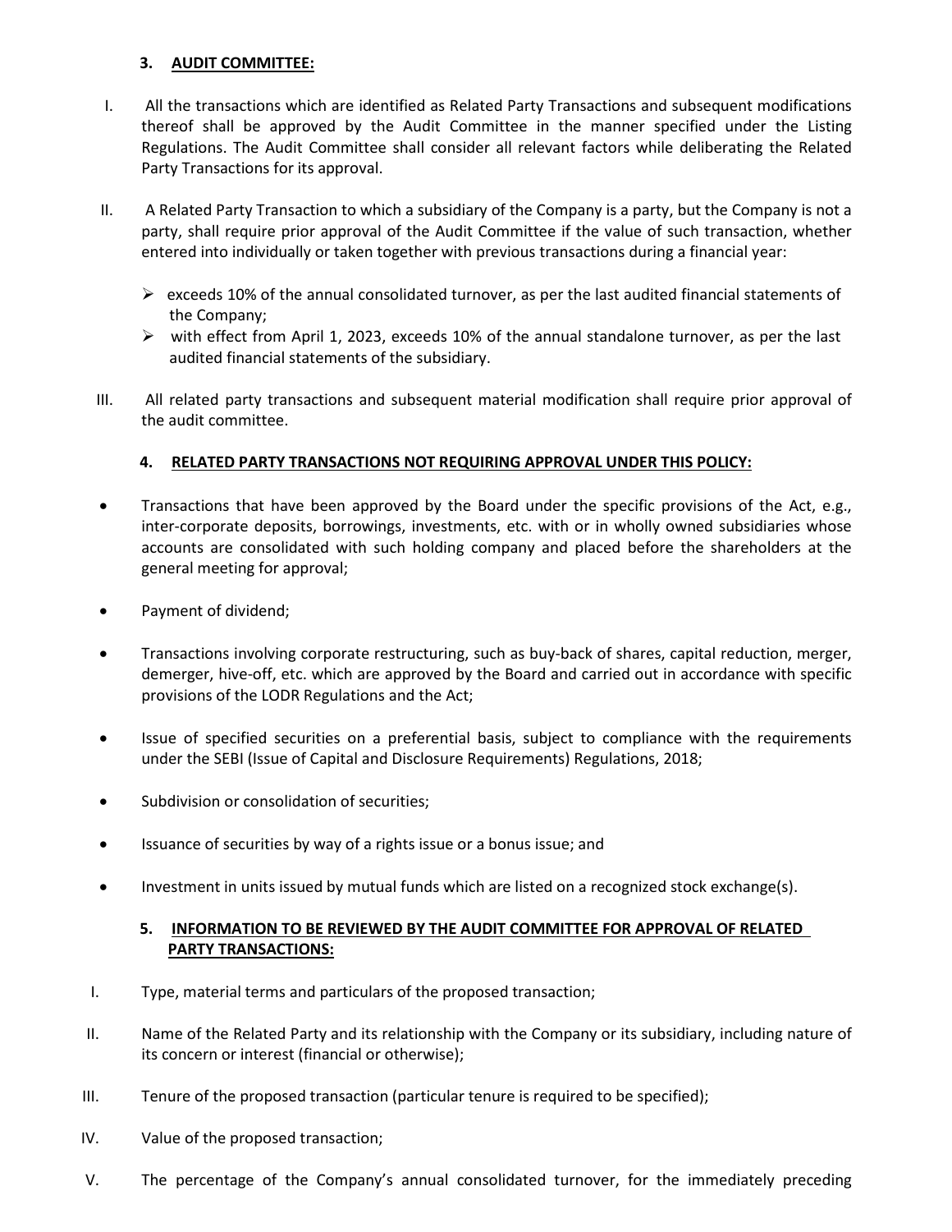### 3. AUDIT COMMITTEE:

I. All the transactions which are identified as Related Party Transactions and subsequent modifications thereof shall be approved by the Audit Committee in the manner specified under the Listing Regulations. The Audit Committee shall consider all relevant factors while deliberating the Related Party Transactions for its approval.

II. A Related Party Transaction to which a subsidiary of the Company is a party, but the Company is not a party, shall require prior approval of the Audit Committee if the value of such transaction, whether entered into individually or taken together with previous transactions during a financial year:

- exceeds 10% of the annual consolidated turnover, as per the last audited financial statements of the Company;
- with effect from April 1, 2023, exceeds 10% of the annual standalone turnover, as per the last audited financial statements of the subsidiary.

III. All related party transactions and subsequent material modification shall require prior approval of the audit committee.

### 4. RELATED PARTY TRANSACTIONS NOT REQUIRING APPROVAL UNDER THIS POLICY:

- Transactions that have been approved by the Board under the specific provisions of the Act, e.g., inter-corporate deposits, borrowings, investments, etc. with or in wholly owned subsidiaries whose accounts are consolidated with such holding company and placed before the shareholders at the general meeting for approval;
- Payment of dividend;
- Transactions involving corporate restructuring, such as buy-back of shares, capital reduction, merger, demerger, hive-off, etc. which are approved by the Board and carried out in accordance with specific provisions of the LODR Regulations and the Act;
- Issue of specified securities on a preferential basis, subject to compliance with the requirements under the SEBI (Issue of Capital and Disclosure Requirements) Regulations, 2018;
- Subdivision or consolidation of securities;
- Issuance of securities by way of a rights issue or a bonus issue; and
- Investment in units issued by mutual funds which are listed on a recognized stock exchange(s).

### 5. INFORMATION TO BE REVIEWED BY THE AUDIT COMMITTEE FOR APPROVAL OF RELATED PARTY TRANSACTIONS:

I. Type, material terms and particulars of the proposed transaction;

II. Name of the Related Party and its relationship with the Company or its subsidiary, including nature of its concern or interest (financial or otherwise);

III. Tenure of the proposed transaction (particular tenure is required to be specified);

IV. Value of the proposed transaction;

V. The percentage of the Company's annual consolidated turnover, for the immediately preceding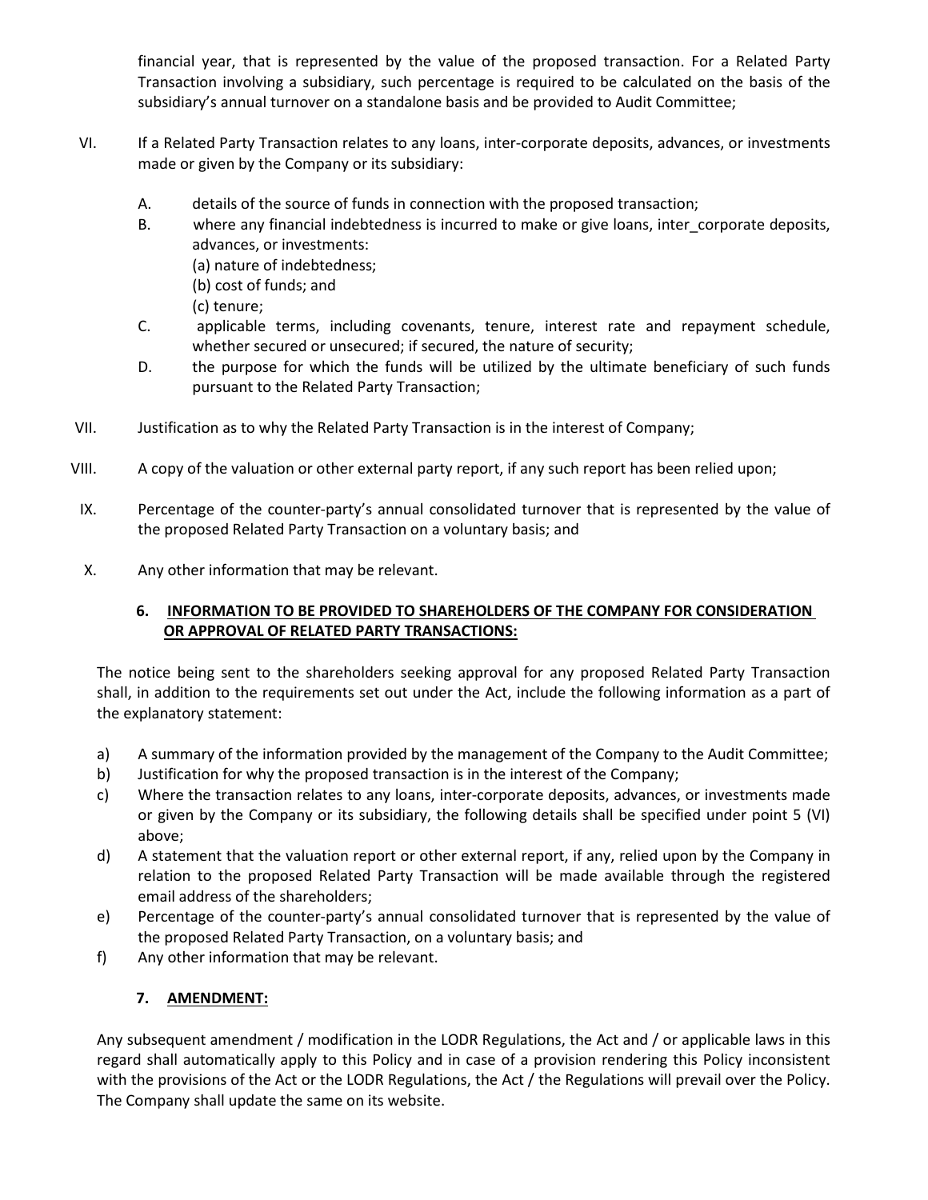financial year, that is represented by the value of the proposed transaction. For a Related Party Transaction involving a subsidiary, such percentage is required to be calculated on the basis of the subsidiary's annual turnover on a standalone basis and be provided to Audit Committee;

VI. If a Related Party Transaction relates to any loans, inter-corporate deposits, advances, or investments made or given by the Company or its subsidiary:

   A. details of the source of funds in connection with the proposed transaction;

   B. where any financial indebtedness is incurred to make or give loans, inter_corporate deposits, advances, or investments:
      (a) nature of indebtedness;
      (b) cost of funds; and
      (c) tenure;

   C. applicable terms, including covenants, tenure, interest rate and repayment schedule, whether secured or unsecured; if secured, the nature of security;

   D. the purpose for which the funds will be utilized by the ultimate beneficiary of such funds pursuant to the Related Party Transaction;

VII. Justification as to why the Related Party Transaction is in the interest of Company;

VIII. A copy of the valuation or other external party report, if any such report has been relied upon;

IX. Percentage of the counter-party's annual consolidated turnover that is represented by the value of the proposed Related Party Transaction on a voluntary basis; and

X. Any other information that may be relevant.

## 6. INFORMATION TO BE PROVIDED TO SHAREHOLDERS OF THE COMPANY FOR CONSIDERATION OR APPROVAL OF RELATED PARTY TRANSACTIONS:

The notice being sent to the shareholders seeking approval for any proposed Related Party Transaction shall, in addition to the requirements set out under the Act, include the following information as a part of the explanatory statement:

a) A summary of the information provided by the management of the Company to the Audit Committee;
b) Justification for why the proposed transaction is in the interest of the Company;
c) Where the transaction relates to any loans, inter-corporate deposits, advances, or investments made or given by the Company or its subsidiary, the following details shall be specified under point 5 (VI) above;
d) A statement that the valuation report or other external report, if any, relied upon by the Company in relation to the proposed Related Party Transaction will be made available through the registered email address of the shareholders;
e) Percentage of the counter-party's annual consolidated turnover that is represented by the value of the proposed Related Party Transaction, on a voluntary basis; and
f) Any other information that may be relevant.

## 7. AMENDMENT:

Any subsequent amendment / modification in the LODR Regulations, the Act and / or applicable laws in this regard shall automatically apply to this Policy and in case of a provision rendering this Policy inconsistent with the provisions of the Act or the LODR Regulations, the Act / the Regulations will prevail over the Policy. The Company shall update the same on its website.